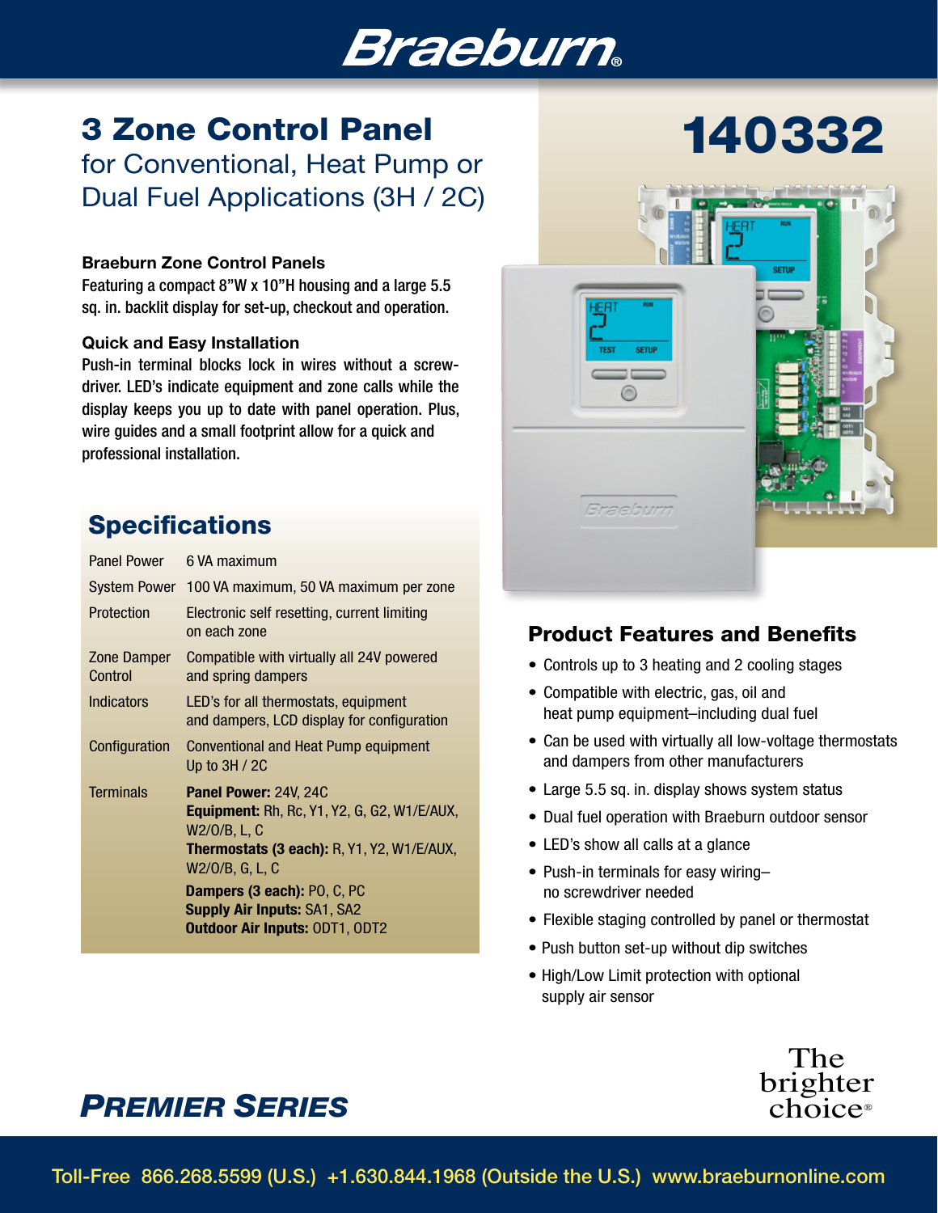# Braeburn

## 3 Zone Control Panel

for Conventional, Heat Pump or Dual Fuel Applications (3H / 2C)

# 140332

### Braeburn Zone Control Panels

Featuring a compact 8"W x 10"H housing and a large 5.5 sq. in. backlit display for set-up, checkout and operation.

### Quick and Easy Installation

Push-in terminal blocks lock in wires without a screw-driver. LED's indicate equipment and zone calls while the display keeps you up to date with panel operation. Plus, wire guides and a small footprint allow for a quick and professional installation.

## Specifications

| | |
|---|---|
| Panel Power | 6 VA maximum |
| System Power | 100 VA maximum, 50 VA maximum per zone |
| Protection | Electronic self resetting, current limiting on each zone |
| Zone Damper Control | Compatible with virtually all 24V powered and spring dampers |
| Indicators | LED's for all thermostats, equipment and dampers, LCD display for configuration |
| Configuration | Conventional and Heat Pump equipment Up to 3H / 2C |
| Terminals | **Panel Power:** 24V, 24C<br>**Equipment:** Rh, Rc, Y1, Y2, G, G2, W1/E/AUX, W2/O/B, L, C<br>**Thermostats (3 each):** R, Y1, Y2, W1/E/AUX, W2/O/B, G, L, C<br>**Dampers (3 each):** PO, C, PC<br>**Supply Air Inputs:** SA1, SA2<br>**Outdoor Air Inputs:** ODT1, ODT2 |

## Product Features and Benefits

- Controls up to 3 heating and 2 cooling stages
- Compatible with electric, gas, oil and heat pump equipment–including dual fuel
- Can be used with virtually all low-voltage thermostats and dampers from other manufacturers
- Large 5.5 sq. in. display shows system status
- Dual fuel operation with Braeburn outdoor sensor
- LED's show all calls at a glance
- Push-in terminals for easy wiring– no screwdriver needed
- Flexible staging controlled by panel or thermostat
- Push button set-up without dip switches
- High/Low Limit protection with optional supply air sensor

***PREMIER SERIES***

The brighter choice®

Toll-Free 866.268.5599 (U.S.) +1.630.844.1968 (Outside the U.S.) www.braeburnonline.com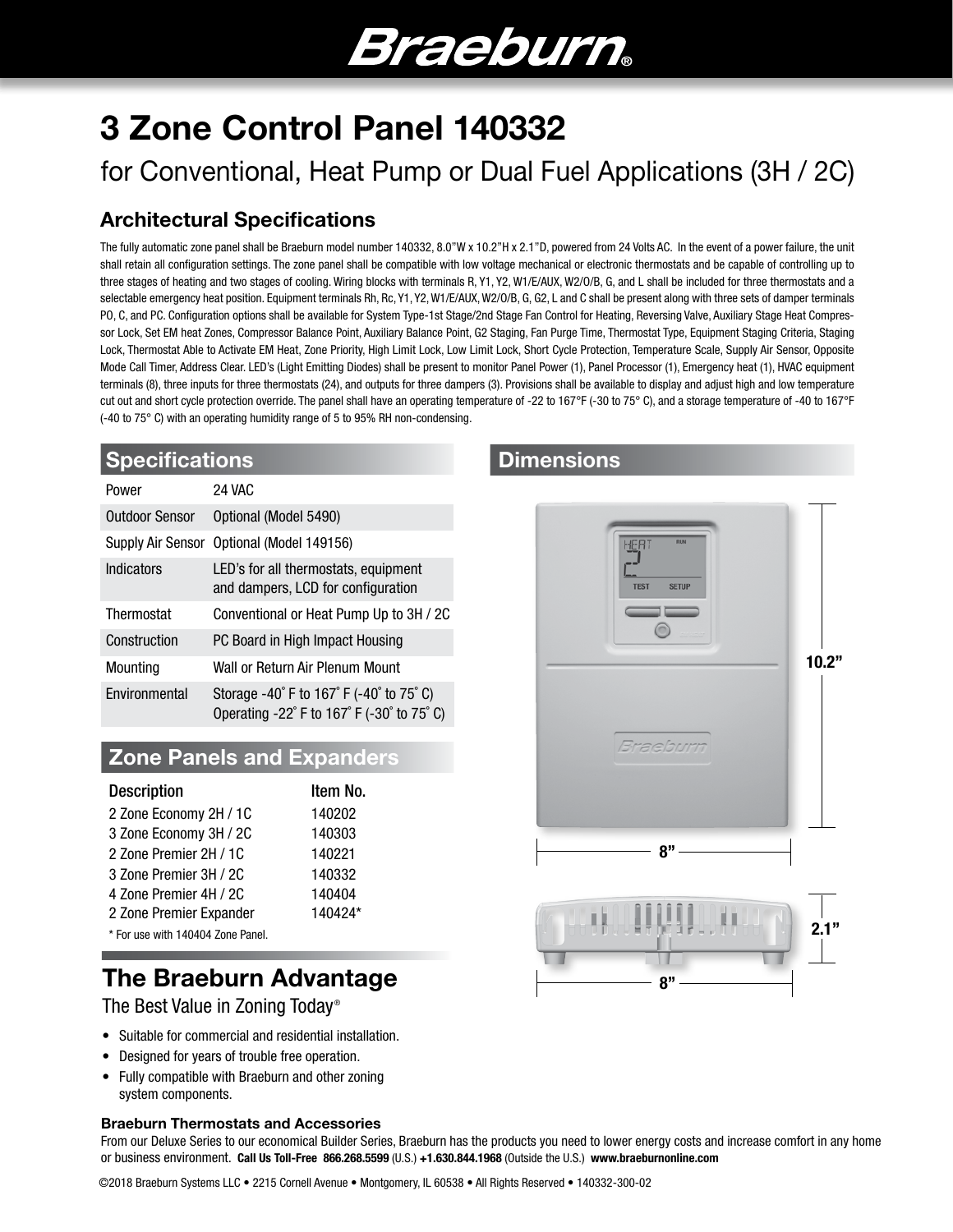# Braeburn®

# 3 Zone Control Panel 140332

## for Conventional, Heat Pump or Dual Fuel Applications (3H / 2C)

### Architectural Specifications

The fully automatic zone panel shall be Braeburn model number 140332, 8.0"W x 10.2"H x 2.1"D, powered from 24 Volts AC. In the event of a power failure, the unit shall retain all configuration settings. The zone panel shall be compatible with low voltage mechanical or electronic thermostats and be capable of controlling up to three stages of heating and two stages of cooling. Wiring blocks with terminals R, Y1, Y2, W1/E/AUX, W2/O/B, G, and L shall be included for three thermostats and a selectable emergency heat position. Equipment terminals Rh, Rc, Y1, Y2, W1/E/AUX, W2/O/B, G, G2, L and C shall be present along with three sets of damper terminals PO, C, and PC. Configuration options shall be available for System Type-1st Stage/2nd Stage Fan Control for Heating, Reversing Valve, Auxiliary Stage Heat Compressor Lock, Set EM heat Zones, Compressor Balance Point, Auxiliary Balance Point, G2 Staging, Fan Purge Time, Thermostat Type, Equipment Staging Criteria, Staging Lock, Thermostat Able to Activate EM Heat, Zone Priority, High Limit Lock, Low Limit Lock, Short Cycle Protection, Temperature Scale, Supply Air Sensor, Opposite Mode Call Timer, Address Clear. LED's (Light Emitting Diodes) shall be present to monitor Panel Power (1), Panel Processor (1), Emergency heat (1), HVAC equipment terminals (8), three inputs for three thermostats (24), and outputs for three dampers (3). Provisions shall be available to display and adjust high and low temperature cut out and short cycle protection override. The panel shall have an operating temperature of -22 to 167°F (-30 to 75° C), and a storage temperature of -40 to 167°F (-40 to 75° C) with an operating humidity range of 5 to 95% RH non-condensing.

## Specifications

| | |
|---|---|
| Power | 24 VAC |
| Outdoor Sensor | Optional (Model 5490) |
| Supply Air Sensor | Optional (Model 149156) |
| Indicators | LED's for all thermostats, equipment and dampers, LCD for configuration |
| Thermostat | Conventional or Heat Pump Up to 3H / 2C |
| Construction | PC Board in High Impact Housing |
| Mounting | Wall or Return Air Plenum Mount |
| Environmental | Storage -40° F to 167° F (-40° to 75° C)<br>Operating -22° F to 167° F (-30° to 75° C) |

## Zone Panels and Expanders

| Description | Item No. |
|---|---|
| 2 Zone Economy 2H / 1C | 140202 |
| 3 Zone Economy 3H / 2C | 140303 |
| 2 Zone Premier 2H / 1C | 140221 |
| 3 Zone Premier 3H / 2C | 140332 |
| 4 Zone Premier 4H / 2C | 140404 |
| 2 Zone Premier Expander | 140424* |

\* For use with 140404 Zone Panel.

## Dimensions

10.2"

8"

2.1"

8"

## The Braeburn Advantage

The Best Value in Zoning Today®

- Suitable for commercial and residential installation.
- Designed for years of trouble free operation.
- Fully compatible with Braeburn and other zoning system components.

**Braeburn Thermostats and Accessories**

From our Deluxe Series to our economical Builder Series, Braeburn has the products you need to lower energy costs and increase comfort in any home or business environment. **Call Us Toll-Free 866.268.5599** (U.S.) **+1.630.844.1968** (Outside the U.S.) **www.braeburnonline.com**

©2018 Braeburn Systems LLC • 2215 Cornell Avenue • Montgomery, IL 60538 • All Rights Reserved • 140332-300-02